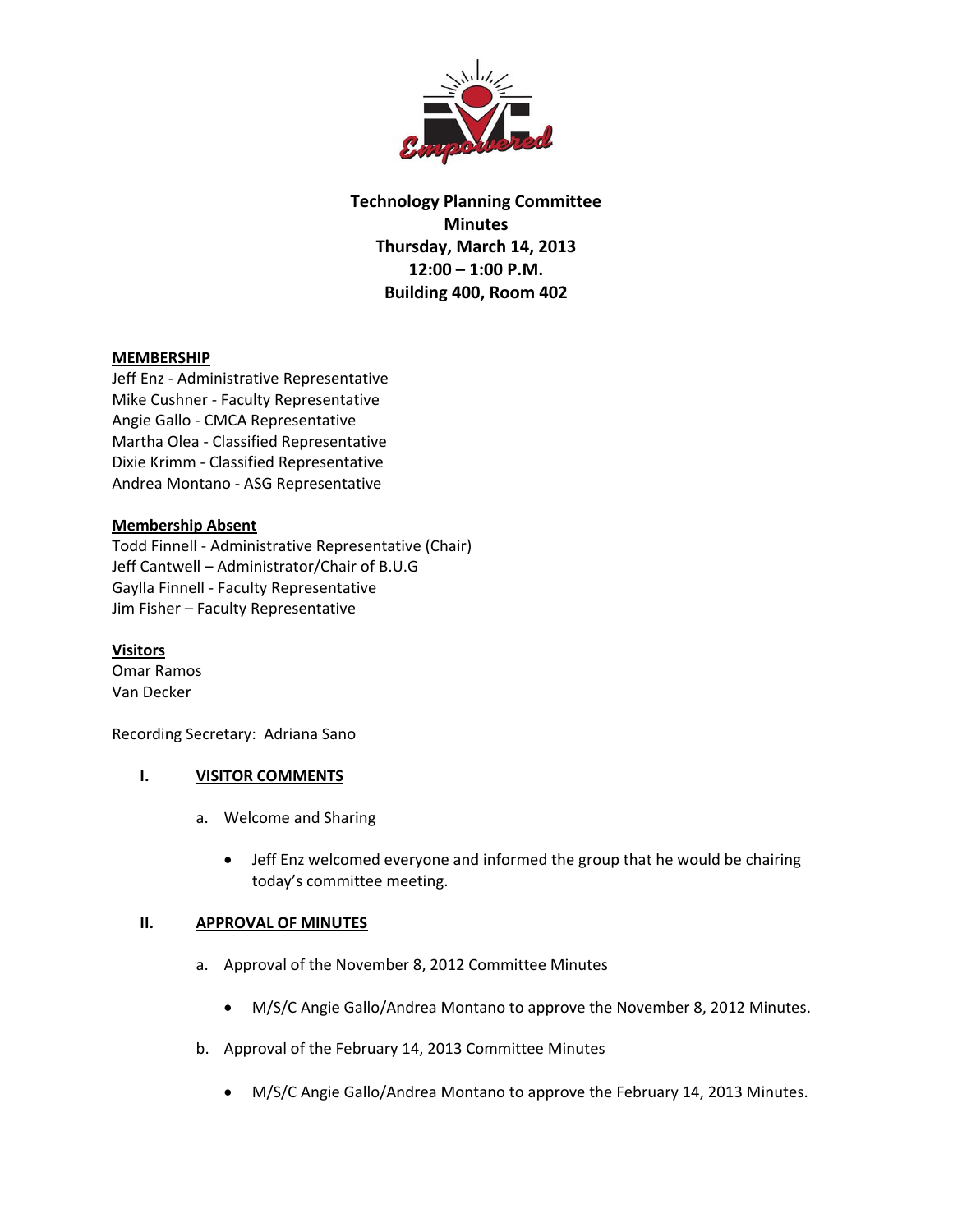# Technology Planning Committee
## Minutes
### Thursday, March 14, 2013
### 12:00 – 1:00 P.M.
### Building 400, Room 402

**MEMBERSHIP**

Jeff Enz - Administrative Representative
Mike Cushner - Faculty Representative
Angie Gallo - CMCA Representative
Martha Olea - Classified Representative
Dixie Krimm - Classified Representative
Andrea Montano - ASG Representative

**Membership Absent**

Todd Finnell - Administrative Representative (Chair)
Jeff Cantwell – Administrator/Chair of B.U.G
Gaylla Finnell - Faculty Representative
Jim Fisher – Faculty Representative

**Visitors**

Omar Ramos
Van Decker

Recording Secretary: Adriana Sano

## I. VISITOR COMMENTS

a. Welcome and Sharing

- Jeff Enz welcomed everyone and informed the group that he would be chairing today's committee meeting.

## II. APPROVAL OF MINUTES

a. Approval of the November 8, 2012 Committee Minutes

- M/S/C Angie Gallo/Andrea Montano to approve the November 8, 2012 Minutes.

b. Approval of the February 14, 2013 Committee Minutes

- M/S/C Angie Gallo/Andrea Montano to approve the February 14, 2013 Minutes.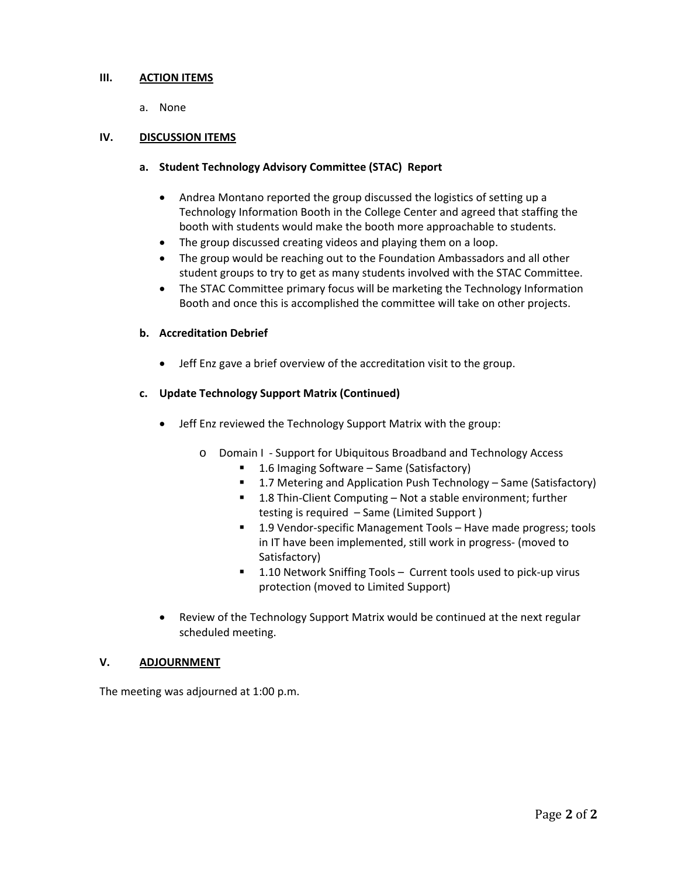## III. ACTION ITEMS

a. None

## IV. DISCUSSION ITEMS

### a. Student Technology Advisory Committee (STAC) Report

- Andrea Montano reported the group discussed the logistics of setting up a Technology Information Booth in the College Center and agreed that staffing the booth with students would make the booth more approachable to students.
- The group discussed creating videos and playing them on a loop.
- The group would be reaching out to the Foundation Ambassadors and all other student groups to try to get as many students involved with the STAC Committee.
- The STAC Committee primary focus will be marketing the Technology Information Booth and once this is accomplished the committee will take on other projects.

### b. Accreditation Debrief

- Jeff Enz gave a brief overview of the accreditation visit to the group.

### c. Update Technology Support Matrix (Continued)

- Jeff Enz reviewed the Technology Support Matrix with the group:
  - Domain I - Support for Ubiquitous Broadband and Technology Access
    - 1.6 Imaging Software – Same (Satisfactory)
    - 1.7 Metering and Application Push Technology – Same (Satisfactory)
    - 1.8 Thin-Client Computing – Not a stable environment; further testing is required – Same (Limited Support )
    - 1.9 Vendor-specific Management Tools – Have made progress; tools in IT have been implemented, still work in progress- (moved to Satisfactory)
    - 1.10 Network Sniffing Tools – Current tools used to pick-up virus protection (moved to Limited Support)
- Review of the Technology Support Matrix would be continued at the next regular scheduled meeting.

## V. ADJOURNMENT

The meeting was adjourned at 1:00 p.m.